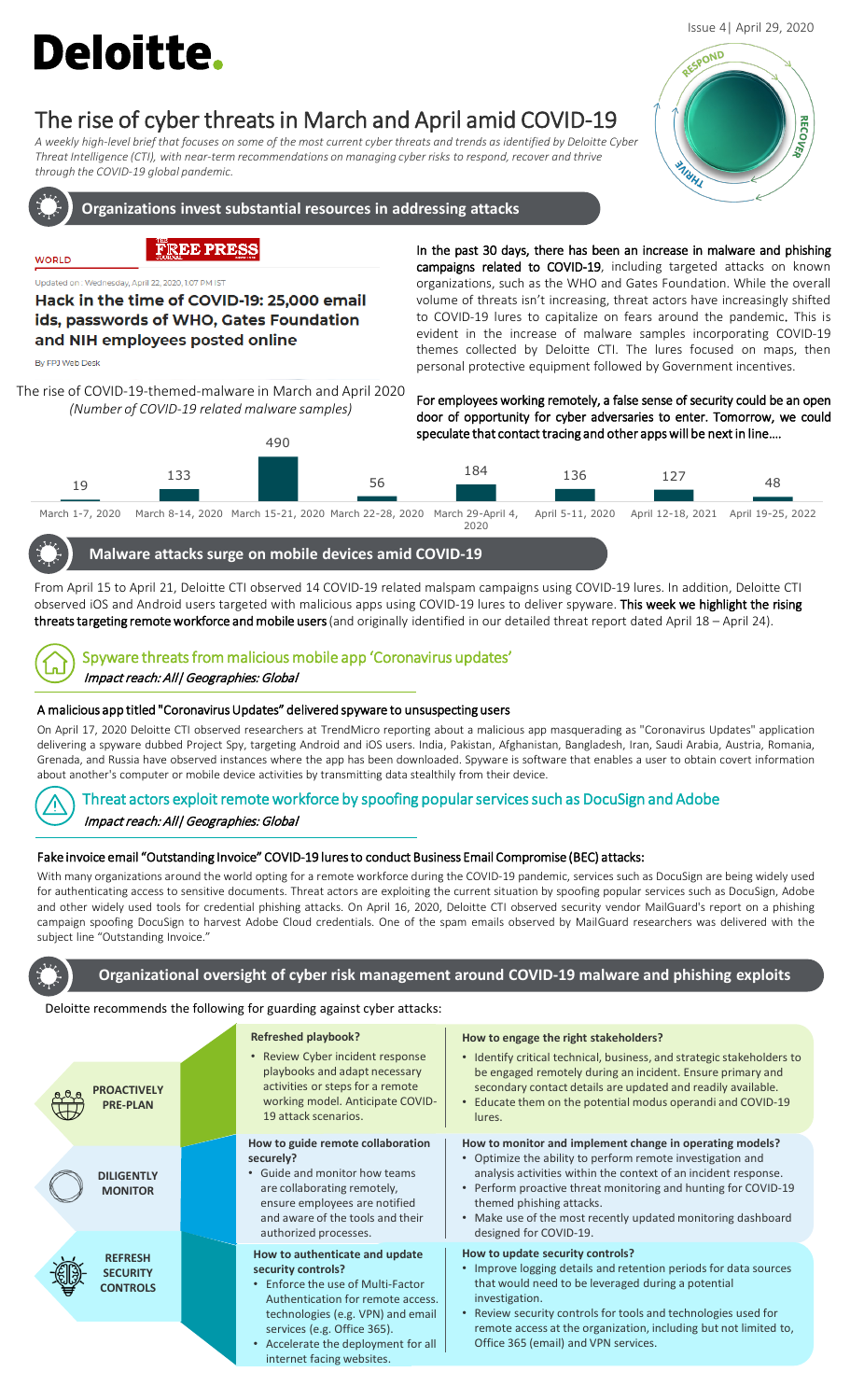Issue 4| April 29, 2020

# Deloitte.

# The rise of cyber threats in March and April amid COVID-19

*A weekly high-level brief that focuses on some of the most current cyber threats and trends as identified by Deloitte Cyber Threat Intelligence (CTI), with near-term recommendations on managing cyber risks to respond, recover and thrive through the COVID-19 global pandemic.*

RESPOND · RECOVER · THRIVE

## Organizations invest substantial resources in addressing attacks

WORLD — THE FREE PRESS JOURNAL

Updated on : Wednesday, April 22, 2020, 1:07 PM IST

**Hack in the time of COVID-19: 25,000 email ids, passwords of WHO, Gates Foundation and NIH employees posted online**

By FPJ Web Desk

**In the past 30 days, there has been an increase in malware and phishing campaigns related to COVID-19**, including targeted attacks on known organizations, such as the WHO and Gates Foundation. While the overall volume of threats isn't increasing, threat actors have increasingly shifted to COVID-19 lures to capitalize on fears around the pandemic. This is evident in the increase of malware samples incorporating COVID-19 themes collected by Deloitte CTI. The lures focused on maps, then personal protective equipment followed by Government incentives.

**For employees working remotely, a false sense of security could be an open door of opportunity for cyber adversaries to enter. Tomorrow, we could speculate that contact tracing and other apps will be next in line….**

The rise of COVID-19-themed-malware in March and April 2020
*(Number of COVID-19 related malware samples)*

| Period | Samples |
| --- | --- |
| March 1-7, 2020 | 19 |
| March 8-14, 2020 | 133 |
| March 15-21, 2020 | 490 |
| March 22-28, 2020 | 56 |
| March 29-April 4, 2020 | 184 |
| April 5-11, 2020 | 136 |
| April 12-18, 2021 | 127 |
| April 19-25, 2022 | 48 |

## Malware attacks surge on mobile devices amid COVID-19

From April 15 to April 21, Deloitte CTI observed 14 COVID-19 related malspam campaigns using COVID-19 lures. In addition, Deloitte CTI observed iOS and Android users targeted with malicious apps using COVID-19 lures to deliver spyware. **This week we highlight the rising threats targeting remote workforce and mobile users** (and originally identified in our detailed threat report dated April 18 – April 24).

### Spyware threats from malicious mobile app 'Coronavirus updates'

*Impact reach: All| Geographies: Global*

**A malicious app titled "Coronavirus Updates" delivered spyware to unsuspecting users**

On April 17, 2020 Deloitte CTI observed researchers at TrendMicro reporting about a malicious app masquerading as "Coronavirus Updates" application delivering a spyware dubbed Project Spy, targeting Android and iOS users. India, Pakistan, Afghanistan, Bangladesh, Iran, Saudi Arabia, Austria, Romania, Grenada, and Russia have observed instances where the app has been downloaded. Spyware is software that enables a user to obtain covert information about another's computer or mobile device activities by transmitting data stealthily from their device.

### Threat actors exploit remote workforce by spoofing popular services such as DocuSign and Adobe

*Impact reach: All| Geographies: Global*

**Fake invoice email "Outstanding Invoice" COVID-19 lures to conduct Business Email Compromise (BEC) attacks:**

With many organizations around the world opting for a remote workforce during the COVID-19 pandemic, services such as DocuSign are being widely used for authenticating access to sensitive documents. Threat actors are exploiting the current situation by spoofing popular services such as DocuSign, Adobe and other widely used tools for credential phishing attacks. On April 16, 2020, Deloitte CTI observed security vendor MailGuard's report on a phishing campaign spoofing DocuSign to harvest Adobe Cloud credentials. One of the spam emails observed by MailGuard researchers was delivered with the subject line "Outstanding Invoice."

## Organizational oversight of cyber risk management around COVID-19 malware and phishing exploits

Deloitte recommends the following for guarding against cyber attacks:

| | | |
| --- | --- | --- |
| **PROACTIVELY PRE-PLAN** | **Refreshed playbook?**<br>• Review Cyber incident response playbooks and adapt necessary activities or steps for a remote working model. Anticipate COVID-19 attack scenarios. | **How to engage the right stakeholders?**<br>• Identify critical technical, business, and strategic stakeholders to be engaged remotely during an incident. Ensure primary and secondary contact details are updated and readily available.<br>• Educate them on the potential modus operandi and COVID-19 lures. |
| **DILIGENTLY MONITOR** | **How to guide remote collaboration securely?**<br>• Guide and monitor how teams are collaborating remotely, ensure employees are notified and aware of the tools and their authorized processes. | **How to monitor and implement change in operating models?**<br>• Optimize the ability to perform remote investigation and analysis activities within the context of an incident response.<br>• Perform proactive threat monitoring and hunting for COVID-19 themed phishing attacks.<br>• Make use of the most recently updated monitoring dashboard designed for COVID-19. |
| **REFRESH SECURITY CONTROLS** | **How to authenticate and update security controls?**<br>• Enforce the use of Multi-Factor Authentication for remote access. technologies (e.g. VPN) and email services (e.g. Office 365).<br>• Accelerate the deployment for all internet facing websites. | **How to update security controls?**<br>• Improve logging details and retention periods for data sources that would need to be leveraged during a potential investigation.<br>• Review security controls for tools and technologies used for remote access at the organization, including but not limited to, Office 365 (email) and VPN services. |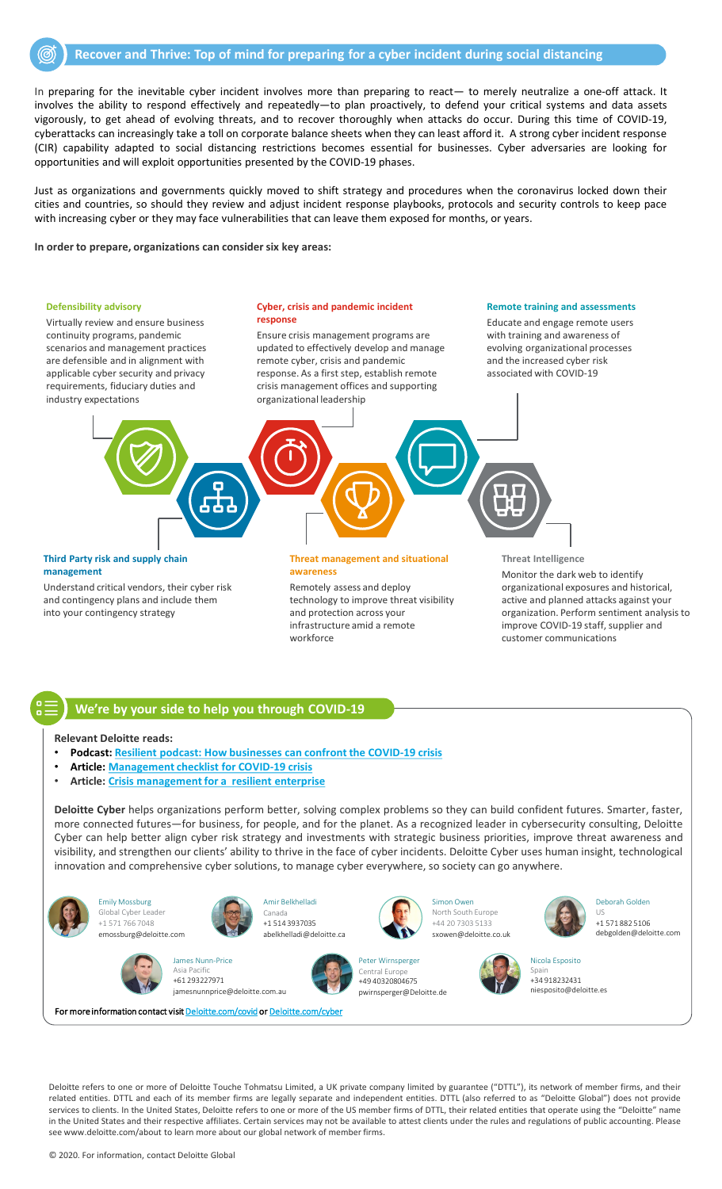## Recover and Thrive: Top of mind for preparing for a cyber incident during social distancing

In preparing for the inevitable cyber incident involves more than preparing to react— to merely neutralize a one-off attack. It involves the ability to respond effectively and repeatedly—to plan proactively, to defend your critical systems and data assets vigorously, to get ahead of evolving threats, and to recover thoroughly when attacks do occur. During this time of COVID-19, cyberattacks can increasingly take a toll on corporate balance sheets when they can least afford it. A strong cyber incident response (CIR) capability adapted to social distancing restrictions becomes essential for businesses. Cyber adversaries are looking for opportunities and will exploit opportunities presented by the COVID-19 phases.

Just as organizations and governments quickly moved to shift strategy and procedures when the coronavirus locked down their cities and countries, so should they review and adjust incident response playbooks, protocols and security controls to keep pace with increasing cyber or they may face vulnerabilities that can leave them exposed for months, or years.

**In order to prepare, organizations can consider six key areas:**

**Defensibility advisory**

Virtually review and ensure business continuity programs, pandemic scenarios and management practices are defensible and in alignment with applicable cyber security and privacy requirements, fiduciary duties and industry expectations

**Cyber, crisis and pandemic incident response**

Ensure crisis management programs are updated to effectively develop and manage remote cyber, crisis and pandemic response. As a first step, establish remote crisis management offices and supporting organizational leadership

**Remote training and assessments**

Educate and engage remote users with training and awareness of evolving organizational processes and the increased cyber risk associated with COVID-19

**Third Party risk and supply chain management**

Understand critical vendors, their cyber risk and contingency plans and include them into your contingency strategy

**Threat management and situational awareness**

Remotely assess and deploy technology to improve threat visibility and protection across your infrastructure amid a remote workforce

**Threat Intelligence**

Monitor the dark web to identify organizational exposures and historical, active and planned attacks against your organization. Perform sentiment analysis to improve COVID-19 staff, supplier and customer communications

## We're by your side to help you through COVID-19

**Relevant Deloitte reads:**

- **Podcast: Resilient podcast: How businesses can confront the COVID-19 crisis**
- **Article: Management checklist for COVID-19 crisis**
- **Article: Crisis management for a resilient enterprise**

**Deloitte Cyber** helps organizations perform better, solving complex problems so they can build confident futures. Smarter, faster, more connected futures—for business, for people, and for the planet. As a recognized leader in cybersecurity consulting, Deloitte Cyber can help better align cyber risk strategy and investments with strategic business priorities, improve threat awareness and visibility, and strengthen our clients' ability to thrive in the face of cyber incidents. Deloitte Cyber uses human insight, technological innovation and comprehensive cyber solutions, to manage cyber everywhere, so society can go anywhere.

Emily Mossburg
Global Cyber Leader
+1 571 766 7048
emossburg@deloitte.com

Amir Belkhelladi
Canada
+1 514 3937035
abelkhelladi@deloitte.ca

Simon Owen
North South Europe
+44 20 7303 5133
sxowen@deloitte.co.uk

Deborah Golden
US
+1 571 882 5106
debgolden@deloitte.com

James Nunn-Price
Asia Pacific
+61 293227971
jamesnunnprice@deloitte.com.au

Peter Wirnsperger
Central Europe
+49 40320804675
pwirnsperger@Deloitte.de

Nicola Esposito
Spain
+34 918232431
niesposito@deloitte.es

For more information contact visit Deloitte.com/covid or Deloitte.com/cyber

Deloitte refers to one or more of Deloitte Touche Tohmatsu Limited, a UK private company limited by guarantee ("DTTL"), its network of member firms, and their related entities. DTTL and each of its member firms are legally separate and independent entities. DTTL (also referred to as "Deloitte Global") does not provide services to clients. In the United States, Deloitte refers to one or more of the US member firms of DTTL, their related entities that operate using the "Deloitte" name in the United States and their respective affiliates. Certain services may not be available to attest clients under the rules and regulations of public accounting. Please see www.deloitte.com/about to learn more about our global network of member firms.

© 2020. For information, contact Deloitte Global